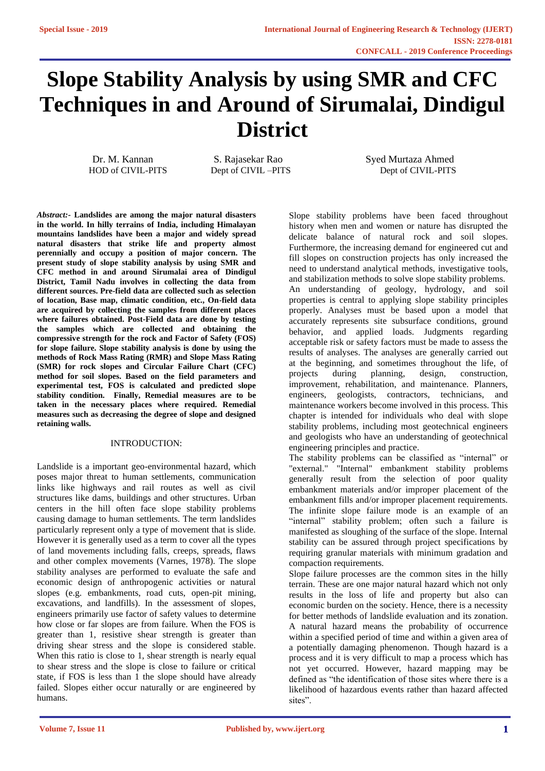# Slope Stability Analysis by using SMR and CFC Techniques in and Around of Sirumalai, Dindigul District

Dr. M. Kannan
HOD of CIVIL-PITS

S. Rajasekar Rao
Dept of CIVIL –PITS

Syed Murtaza Ahmed
Dept of CIVIL-PITS

***Abstract:-*** **Landslides are among the major natural disasters in the world. In hilly terrains of India, including Himalayan mountains landslides have been a major and widely spread natural disasters that strike life and property almost perennially and occupy a position of major concern. The present study of slope stability analysis by using SMR and CFC method in and around Sirumalai area of Dindigul District, Tamil Nadu involves in collecting the data from different sources. Pre-field data are collected such as selection of location, Base map, climatic condition, etc., On-field data are acquired by collecting the samples from different places where failures obtained. Post-Field data are done by testing the samples which are collected and obtaining the compressive strength for the rock and Factor of Safety (FOS) for slope failure. Slope stability analysis is done by using the methods of Rock Mass Rating (RMR) and Slope Mass Rating (SMR) for rock slopes and Circular Failure Chart (CFC) method for soil slopes. Based on the field parameters and experimental test, FOS is calculated and predicted slope stability condition. Finally, Remedial measures are to be taken in the necessary places where required. Remedial measures such as decreasing the degree of slope and designed retaining walls.**

## INTRODUCTION:

Landslide is a important geo-environmental hazard, which poses major threat to human settlements, communication links like highways and rail routes as well as civil structures like dams, buildings and other structures. Urban centers in the hill often face slope stability problems causing damage to human settlements. The term landslides particularly represent only a type of movement that is slide. However it is generally used as a term to cover all the types of land movements including falls, creeps, spreads, flaws and other complex movements (Varnes, 1978). The slope stability analyses are performed to evaluate the safe and economic design of anthropogenic activities or natural slopes (e.g. embankments, road cuts, open-pit mining, excavations, and landfills). In the assessment of slopes, engineers primarily use factor of safety values to determine how close or far slopes are from failure. When the FOS is greater than 1, resistive shear strength is greater than driving shear stress and the slope is considered stable. When this ratio is close to 1, shear strength is nearly equal to shear stress and the slope is close to failure or critical state, if FOS is less than 1 the slope should have already failed. Slopes either occur naturally or are engineered by humans.

Slope stability problems have been faced throughout history when men and women or nature has disrupted the delicate balance of natural rock and soil slopes. Furthermore, the increasing demand for engineered cut and fill slopes on construction projects has only increased the need to understand analytical methods, investigative tools, and stabilization methods to solve slope stability problems. An understanding of geology, hydrology, and soil properties is central to applying slope stability principles properly. Analyses must be based upon a model that accurately represents site subsurface conditions, ground behavior, and applied loads. Judgments regarding acceptable risk or safety factors must be made to assess the results of analyses. The analyses are generally carried out at the beginning, and sometimes throughout the life, of projects during planning, design, construction, improvement, rehabilitation, and maintenance. Planners, engineers, geologists, contractors, technicians, and maintenance workers become involved in this process. This chapter is intended for individuals who deal with slope stability problems, including most geotechnical engineers and geologists who have an understanding of geotechnical engineering principles and practice.

The stability problems can be classified as “internal” or "external." "Internal" embankment stability problems generally result from the selection of poor quality embankment materials and/or improper placement of the embankment fills and/or improper placement requirements. The infinite slope failure mode is an example of an “internal” stability problem; often such a failure is manifested as sloughing of the surface of the slope. Internal stability can be assured through project specifications by requiring granular materials with minimum gradation and compaction requirements.

Slope failure processes are the common sites in the hilly terrain. These are one major natural hazard which not only results in the loss of life and property but also can economic burden on the society. Hence, there is a necessity for better methods of landslide evaluation and its zonation. A natural hazard means the probability of occurrence within a specified period of time and within a given area of a potentially damaging phenomenon. Though hazard is a process and it is very difficult to map a process which has not yet occurred. However, hazard mapping may be defined as “the identification of those sites where there is a likelihood of hazardous events rather than hazard affected sites”.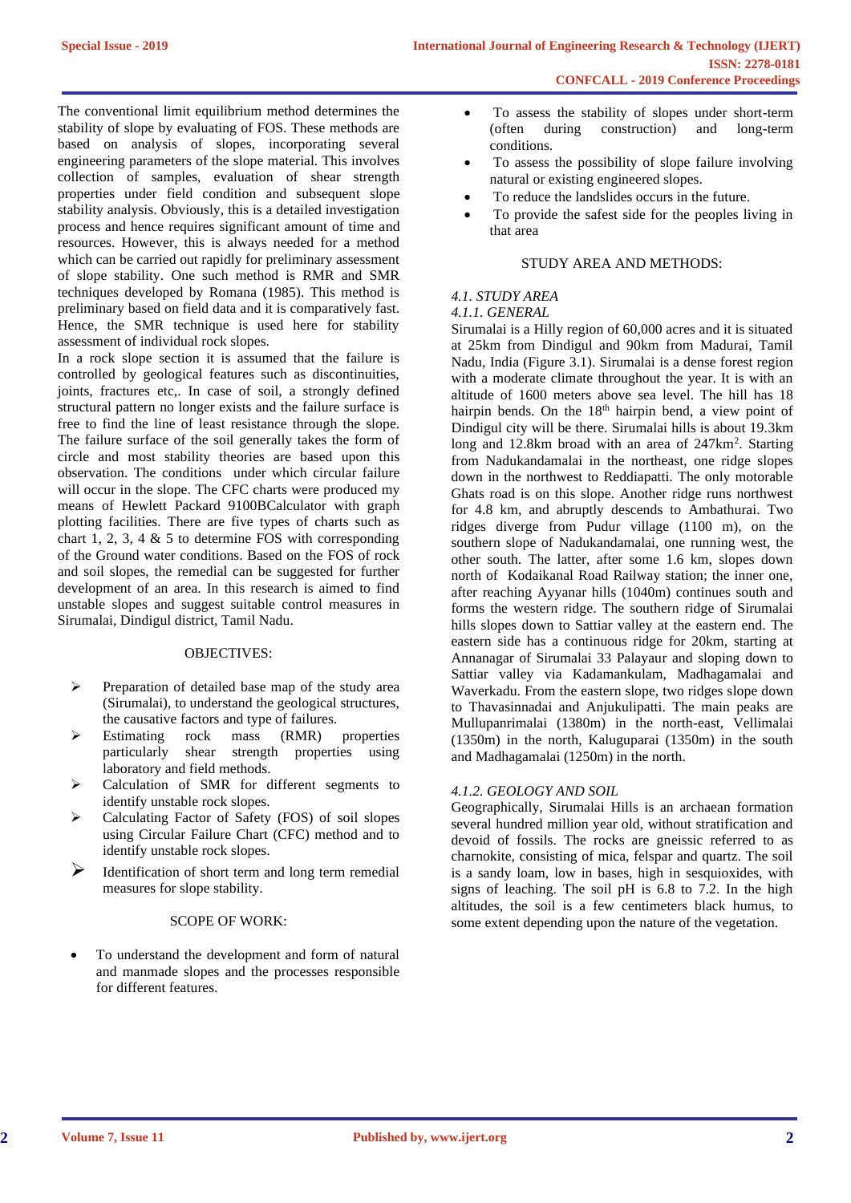The conventional limit equilibrium method determines the stability of slope by evaluating of FOS. These methods are based on analysis of slopes, incorporating several engineering parameters of the slope material. This involves collection of samples, evaluation of shear strength properties under field condition and subsequent slope stability analysis. Obviously, this is a detailed investigation process and hence requires significant amount of time and resources. However, this is always needed for a method which can be carried out rapidly for preliminary assessment of slope stability. One such method is RMR and SMR techniques developed by Romana (1985). This method is preliminary based on field data and it is comparatively fast. Hence, the SMR technique is used here for stability assessment of individual rock slopes.

In a rock slope section it is assumed that the failure is controlled by geological features such as discontinuities, joints, fractures etc,. In case of soil, a strongly defined structural pattern no longer exists and the failure surface is free to find the line of least resistance through the slope. The failure surface of the soil generally takes the form of circle and most stability theories are based upon this observation. The conditions under which circular failure will occur in the slope. The CFC charts were produced my means of Hewlett Packard 9100BCalculator with graph plotting facilities. There are five types of charts such as chart 1, 2, 3, 4 & 5 to determine FOS with corresponding of the Ground water conditions. Based on the FOS of rock and soil slopes, the remedial can be suggested for further development of an area. In this research is aimed to find unstable slopes and suggest suitable control measures in Sirumalai, Dindigul district, Tamil Nadu.

## OBJECTIVES:

- Preparation of detailed base map of the study area (Sirumalai), to understand the geological structures, the causative factors and type of failures.
- Estimating rock mass (RMR) properties particularly shear strength properties using laboratory and field methods.
- Calculation of SMR for different segments to identify unstable rock slopes.
- Calculating Factor of Safety (FOS) of soil slopes using Circular Failure Chart (CFC) method and to identify unstable rock slopes.
- Identification of short term and long term remedial measures for slope stability.

## SCOPE OF WORK:

- To understand the development and form of natural and manmade slopes and the processes responsible for different features.
- To assess the stability of slopes under short-term (often during construction) and long-term conditions.
- To assess the possibility of slope failure involving natural or existing engineered slopes.
- To reduce the landslides occurs in the future.
- To provide the safest side for the peoples living in that area

## STUDY AREA AND METHODS:

### *4.1. STUDY AREA*

#### *4.1.1. GENERAL*

Sirumalai is a Hilly region of 60,000 acres and it is situated at 25km from Dindigul and 90km from Madurai, Tamil Nadu, India (Figure 3.1). Sirumalai is a dense forest region with a moderate climate throughout the year. It is with an altitude of 1600 meters above sea level. The hill has 18 hairpin bends. On the 18th hairpin bend, a view point of Dindigul city will be there. Sirumalai hills is about 19.3km long and 12.8km broad with an area of 247km². Starting from Nadukandamalai in the northeast, one ridge slopes down in the northwest to Reddiapatti. The only motorable Ghats road is on this slope. Another ridge runs northwest for 4.8 km, and abruptly descends to Ambathurai. Two ridges diverge from Pudur village (1100 m), on the southern slope of Nadukandamalai, one running west, the other south. The latter, after some 1.6 km, slopes down north of Kodaikanal Road Railway station; the inner one, after reaching Ayyanar hills (1040m) continues south and forms the western ridge. The southern ridge of Sirumalai hills slopes down to Sattiar valley at the eastern end. The eastern side has a continuous ridge for 20km, starting at Annanagar of Sirumalai 33 Palayaur and sloping down to Sattiar valley via Kadamankulam, Madhagamalai and Waverkadu. From the eastern slope, two ridges slope down to Thavasinnadai and Anjukulipatti. The main peaks are Mullupanrimalai (1380m) in the north-east, Vellimalai (1350m) in the north, Kaluguparai (1350m) in the south and Madhagamalai (1250m) in the north.

#### *4.1.2. GEOLOGY AND SOIL*

Geographically, Sirumalai Hills is an archaean formation several hundred million year old, without stratification and devoid of fossils. The rocks are gneissic referred to as charnokite, consisting of mica, felspar and quartz. The soil is a sandy loam, low in bases, high in sesquioxides, with signs of leaching. The soil pH is 6.8 to 7.2. In the high altitudes, the soil is a few centimeters black humus, to some extent depending upon the nature of the vegetation.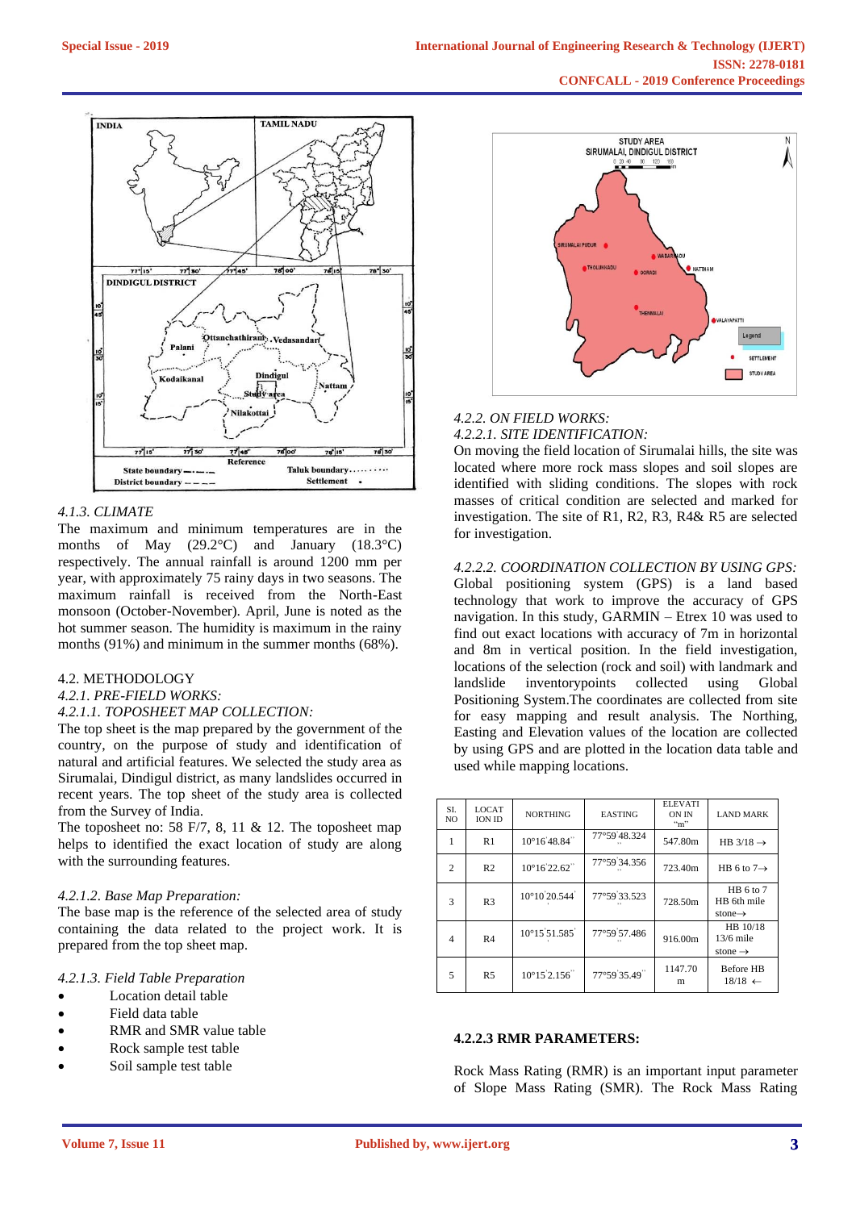#### 4.1.3. CLIMATE

The maximum and minimum temperatures are in the months of May (29.2°C) and January (18.3°C) respectively. The annual rainfall is around 1200 mm per year, with approximately 75 rainy days in two seasons. The maximum rainfall is received from the North-East monsoon (October-November). April, June is noted as the hot summer season. The humidity is maximum in the rainy months (91%) and minimum in the summer months (68%).

### 4.2. METHODOLOGY

#### *4.2.1. PRE-FIELD WORKS:*

#### *4.2.1.1. TOPOSHEET MAP COLLECTION:*

The top sheet is the map prepared by the government of the country, on the purpose of study and identification of natural and artificial features. We selected the study area as Sirumalai, Dindigul district, as many landslides occurred in recent years. The top sheet of the study area is collected from the Survey of India.

The toposheet no: 58 F/7, 8, 11 & 12. The toposheet map helps to identified the exact location of study are along with the surrounding features.

#### *4.2.1.2. Base Map Preparation:*

The base map is the reference of the selected area of study containing the data related to the project work. It is prepared from the top sheet map.

#### *4.2.1.3. Field Table Preparation*

- Location detail table
- Field data table
- RMR and SMR value table
- Rock sample test table
- Soil sample test table

#### *4.2.2. ON FIELD WORKS:*

#### *4.2.2.1. SITE IDENTIFICATION:*

On moving the field location of Sirumalai hills, the site was located where more rock mass slopes and soil slopes are identified with sliding conditions. The slopes with rock masses of critical condition are selected and marked for investigation. The site of R1, R2, R3, R4& R5 are selected for investigation.

#### *4.2.2.2. COORDINATION COLLECTION BY USING GPS:*

Global positioning system (GPS) is a land based technology that work to improve the accuracy of GPS navigation. In this study, GARMIN – Etrex 10 was used to find out exact locations with accuracy of 7m in horizontal and 8m in vertical position. In the field investigation, locations of the selection (rock and soil) with landmark and landslide inventorypoints collected using Global Positioning System.The coordinates are collected from site for easy mapping and result analysis. The Northing, Easting and Elevation values of the location are collected by using GPS and are plotted in the location data table and used while mapping locations.

| SI. NO | LOCATION ID | NORTHING | EASTING | ELEVATION IN "m" | LAND MARK |
|---|---|---|---|---|---|
| 1 | R1 | 10°16'48.84'' | 77°59'48.324'' | 547.80m | HB 3/18 → |
| 2 | R2 | 10°16'22.62'' | 77°59'34.356'' | 723.40m | HB 6 to 7→ |
| 3 | R3 | 10°10'20.544'' | 77°59'33.523'' | 728.50m | HB 6 to 7 HB 6th mile stone→ |
| 4 | R4 | 10°15'51.585'' | 77°59'57.486'' | 916.00m | HB 10/18 13/6 mile stone → |
| 5 | R5 | 10°15'2.156'' | 77°59'35.49'' | 1147.70 m | Before HB 18/18 ← |

#### 4.2.2.3 RMR PARAMETERS:

Rock Mass Rating (RMR) is an important input parameter of Slope Mass Rating (SMR). The Rock Mass Rating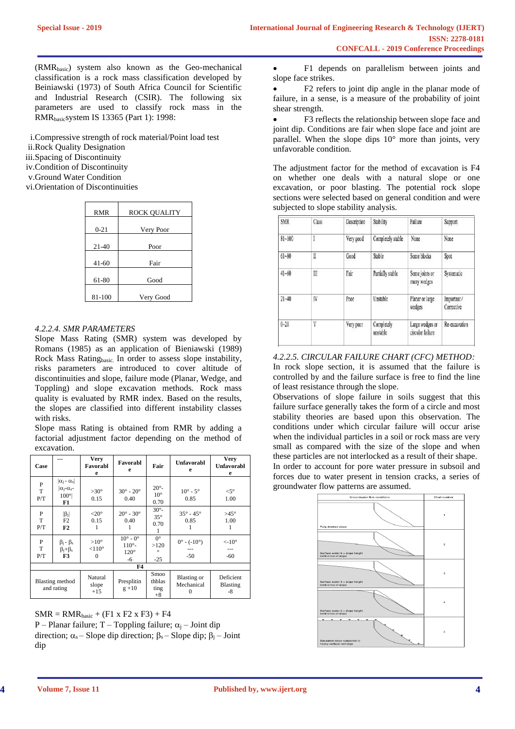($RMR_{basic}$) system also known as the Geo-mechanical classification is a rock mass classification developed by Beiniawski (1973) of South Africa Council for Scientific and Industrial Research (CSIR). The following six parameters are used to classify rock mass in the $RMR_{basic}$system IS 13365 (Part 1): 1998:

i. Compressive strength of rock material/Point load test
ii. Rock Quality Designation
iii. Spacing of Discontinuity
iv. Condition of Discontinuity
v. Ground Water Condition
vi. Orientation of Discontinuities

| RMR | ROCK QUALITY |
|---|---|
| 0-21 | Very Poor |
| 21-40 | Poor |
| 41-60 | Fair |
| 61-80 | Good |
| 81-100 | Very Good |

*4.2.2.4. SMR PARAMETERS*

Slope Mass Rating (SMR) system was developed by Romans (1985) as an application of Bieniawski (1989) Rock Mass $Rating_{basic}$. In order to assess slope instability, risks parameters are introduced to cover altitude of discontinuities and slope, failure mode (Planar, Wedge, and Toppling) and slope excavation methods. Rock mass quality is evaluated by RMR index. Based on the results, the slopes are classified into different instability classes with risks.

Slope mass Rating is obtained from RMR by adding a factorial adjustment factor depending on the method of excavation.

| Case | --- | Very Favorable | Favorable | Fair | Unfavorable | Very Unfavorable |
|---|---|---|---|---|---|---|
| P T P/T | $\|\alpha_j - \alpha_s\|$ $\|\alpha_j - \alpha_s - 100°\|$ **F1** | >30° 0.15 | 30° - 20° 0.40 | 20°- 10° 0.70 | 10° - 5° 0.85 | <5° 1.00 |
| P T P/T | $\|\beta_j\|$ F2 **F2** | <20° 0.15 1 | 20° - 30° 0.40 1 | 30°- 35° 0.70 1 | 35° - 45° 0.85 1 | >45° 1.00 1 |
| P T P/T | $\beta_j - \beta_s$ $\beta_j + \beta_s$ **F3** | >10° <110° 0 | 10° - 0° 110°- 120° -6 | 0° >120° -25 | 0° - (-10°) --- -50 | <-10° --- -60 |
| **F4** | | | | | | |
| Blasting method and rating | | Natural slope +15 | Presplitting +10 | Smooth blasting +8 | Blasting or Mechanical 0 | Deficient Blasting -8 |

$SMR = RMR_{basic} + (F1 \times F2 \times F3) + F4$

P – Planar failure; T – Toppling failure; $\alpha_j$ – Joint dip direction; $\alpha_s$ – Slope dip direction; $\beta_s$ – Slope dip; $\beta_j$ – Joint dip

- F1 depends on parallelism between joints and slope face strikes.
- F2 refers to joint dip angle in the planar mode of failure, in a sense, is a measure of the probability of joint shear strength.
- F3 reflects the relationship between slope face and joint dip. Conditions are fair when slope face and joint are parallel. When the slope dips 10° more than joints, very unfavorable condition.

The adjustment factor for the method of excavation is F4 on whether one deals with a natural slope or one excavation, or poor blasting. The potential rock slope sections were selected based on general condition and were subjected to slope stability analysis.

| SMR | Class | Description | Stability | Failure | Support |
|---|---|---|---|---|---|
| 81-100 | I | Very good | Completely stable | None | None |
| 61-80 | II | Good | Stable | Some blocks | Spot |
| 41-60 | III | Fair | Partially stable | Some joints or many wedges | Systematic |
| 21-40 | IV | Poor | Unstable | Planar or large wedges | Important / Corrective |
| 0-20 | V | Very poor | Completely unstable | Large wedges or circular failure | Re-excavation |

*4.2.2.5. CIRCULAR FAILURE CHART (CFC) METHOD:*

In rock slope section, it is assumed that the failure is controlled by and the failure surface is free to find the line of least resistance through the slope.

Observations of slope failure in soils suggest that this failure surface generally takes the form of a circle and most stability theories are based upon this observation. The conditions under which circular failure will occur arise when the individual particles in a soil or rock mass are very small as compared with the size of the slope and when these particles are not interlocked as a result of their shape.

In order to account for pore water pressure in subsoil and forces due to water present in tension cracks, a series of groundwater flow patterns are assumed.

| Groundwater flow conditions | Chart number |
|---|---|
| Fully drained slope | 1 |
| Surface water 8 × slope height behind toe of slope | 2 |
| Surface water 4 × slope height behind toe of slope | 3 |
| Surface water 2 × slope height behind toe of slope | 4 |
| Saturated slope subjected to heavy surface recharge | 5 |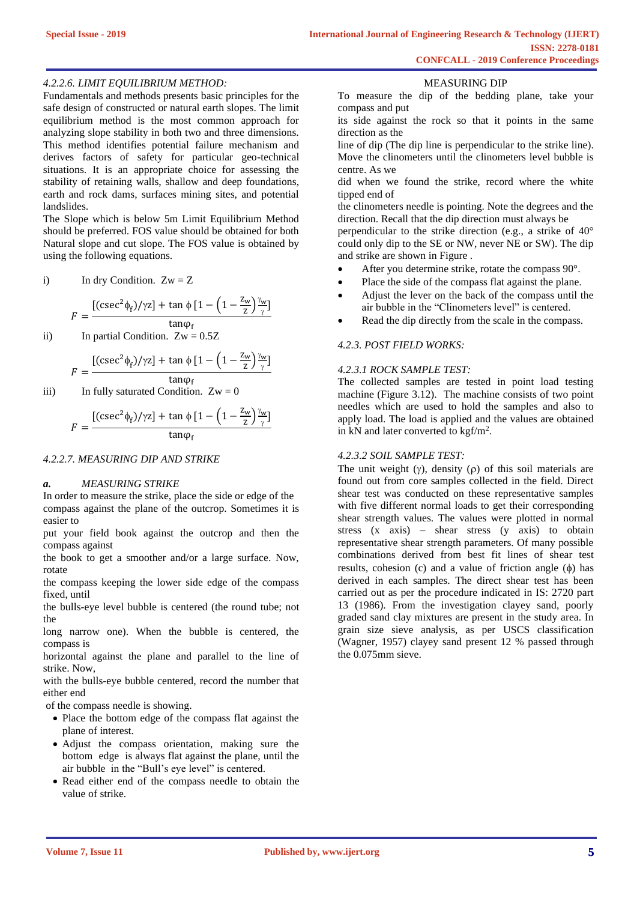#### *4.2.2.6. LIMIT EQUILIBRIUM METHOD:*

Fundamentals and methods presents basic principles for the safe design of constructed or natural earth slopes. The limit equilibrium method is the most common approach for analyzing slope stability in both two and three dimensions. This method identifies potential failure mechanism and derives factors of safety for particular geo-technical situations. It is an appropriate choice for assessing the stability of retaining walls, shallow and deep foundations, earth and rock dams, surfaces mining sites, and potential landslides.

The Slope which is below 5m Limit Equilibrium Method should be preferred. FOS value should be obtained for both Natural slope and cut slope. The FOS value is obtained by using the following equations.

i) In dry Condition. Zw = Z

$$F = \frac{[(\csc^2\phi_f)/\gamma z] + \tan\phi\,[1 - \left(1 - \frac{Z_w}{Z}\right)\frac{\gamma_w}{\gamma}]}{\tan\varphi_f}$$

ii) In partial Condition. Zw = 0.5Z

$$F = \frac{[(\csc^2\phi_f)/\gamma z] + \tan\phi\,[1 - \left(1 - \frac{Z_w}{Z}\right)\frac{\gamma_w}{\gamma}]}{\tan\varphi_f}$$

iii) In fully saturated Condition. Zw = 0

$$F = \frac{[(\csc^2\phi_f)/\gamma z] + \tan\phi\,[1 - \left(1 - \frac{Z_w}{Z}\right)\frac{\gamma_w}{\gamma}]}{\tan\varphi_f}$$

#### *4.2.2.7. MEASURING DIP AND STRIKE*

***a.*** *MEASURING STRIKE*

In order to measure the strike, place the side or edge of the compass against the plane of the outcrop. Sometimes it is easier to put your field book against the outcrop and then the compass against the book to get a smoother and/or a large surface. Now, rotate the compass keeping the lower side edge of the compass fixed, until the bulls-eye level bubble is centered (the round tube; not the long narrow one). When the bubble is centered, the compass is horizontal against the plane and parallel to the line of strike. Now, with the bulls-eye bubble centered, record the number that either end of the compass needle is showing.

- Place the bottom edge of the compass flat against the plane of interest.
- Adjust the compass orientation, making sure the bottom edge is always flat against the plane, until the air bubble in the "Bull's eye level" is centered.
- Read either end of the compass needle to obtain the value of strike.

MEASURING DIP

To measure the dip of the bedding plane, take your compass and put its side against the rock so that it points in the same direction as the line of dip (The dip line is perpendicular to the strike line). Move the clinometers until the clinometers level bubble is centre. As we did when we found the strike, record where the white tipped end of the clinometers needle is pointing. Note the degrees and the direction. Recall that the dip direction must always be perpendicular to the strike direction (e.g., a strike of 40° could only dip to the SE or NW, never NE or SW). The dip and strike are shown in Figure .

- After you determine strike, rotate the compass 90°.
- Place the side of the compass flat against the plane.
- Adjust the lever on the back of the compass until the air bubble in the "Clinometers level" is centered.
- Read the dip directly from the scale in the compass.

#### *4.2.3. POST FIELD WORKS:*

#### *4.2.3.1 ROCK SAMPLE TEST:*

The collected samples are tested in point load testing machine (Figure 3.12). The machine consists of two point needles which are used to hold the samples and also to apply load. The load is applied and the values are obtained in kN and later converted to kgf/m$^2$.

#### *4.2.3.2 SOIL SAMPLE TEST:*

The unit weight ($\gamma$), density ($\rho$) of this soil materials are found out from core samples collected in the field. Direct shear test was conducted on these representative samples with five different normal loads to get their corresponding shear strength values. The values were plotted in normal stress (x axis) – shear stress (y axis) to obtain representative shear strength parameters. Of many possible combinations derived from best fit lines of shear test results, cohesion (c) and a value of friction angle ($\phi$) has derived in each samples. The direct shear test has been carried out as per the procedure indicated in IS: 2720 part 13 (1986). From the investigation clayey sand, poorly graded sand clay mixtures are present in the study area. In grain size sieve analysis, as per USCS classification (Wagner, 1957) clayey sand present 12 % passed through the 0.075mm sieve.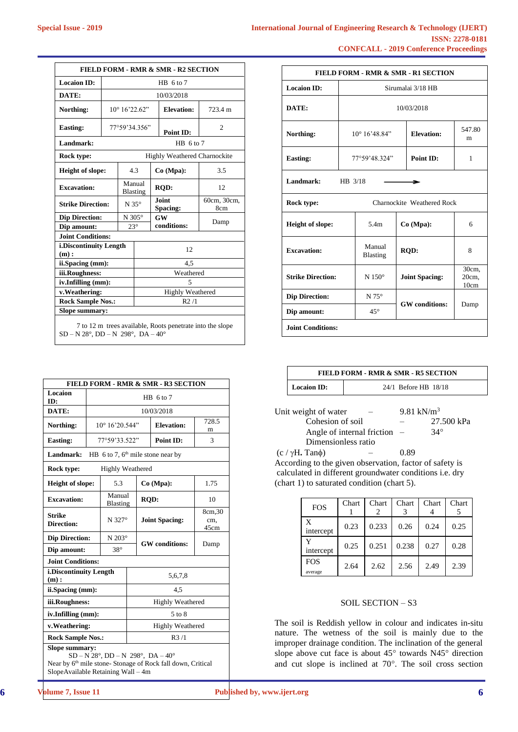| FIELD FORM - RMR & SMR - R2 SECTION | | | |
|---|---|---|---|
| **Locaion ID:** | HB 6 to 7 | | |
| **DATE:** | 10/03/2018 | | |
| **Northing:** | 10° 16'22.62" | **Elevation:** | 723.4 m |
| **Easting:** | 77°59'34.356" | **Point ID:** | 2 |
| **Landmark:** | HB 6 to 7 | | |
| **Rock type:** | Highly Weathered Charnockite | | |
| **Height of slope:** | 4.3 | **Co (Mpa):** | 3.5 |
| **Excavation:** | Manual Blasting | **RQD:** | 12 |
| **Strike Direction:** | N 35° | **Joint Spacing:** | 60cm, 30cm, 8cm |
| **Dip Direction:** | N 305° | **GW conditions:** | Damp |
| **Dip amount:** | 23° | | |
| **Joint Conditions:** | | | |
| **i.Discontinuity Length (m) :** | 12 | | |
| **ii.Spacing (mm):** | 4,5 | | |
| **iii.Roughness:** | Weathered | | |
| **iv.Infilling (mm):** | 5 | | |
| **v.Weathering:** | Highly Weathered | | |
| **Rock Sample Nos.:** | R2 /1 | | |
| **Slope summary:** | | | |
| 7 to 12 m trees available, Roots penetrate into the slope SD – N 28°, DD – N 298°, DA – 40° | | | |

| FIELD FORM - RMR & SMR - R3 SECTION | | | |
|---|---|---|---|
| **Locaion ID:** | HB 6 to 7 | | |
| **DATE:** | 10/03/2018 | | |
| **Northing:** | 10° 16'20.544" | **Elevation:** | 728.5 m |
| **Easting:** | 77°59'33.522" | **Point ID:** | 3 |
| **Landmark:** | HB 6 to 7, 6th mile stone near by | | |
| **Rock type:** | Highly Weathered | | |
| **Height of slope:** | 5.3 | **Co (Mpa):** | 1.75 |
| **Excavation:** | Manual Blasting | **RQD:** | 10 |
| **Strike Direction:** | N 327° | **Joint Spacing:** | 8cm,30 cm, 45cm |
| **Dip Direction:** | N 203° | **GW conditions:** | Damp |
| **Dip amount:** | 38° | | |
| **Joint Conditions:** | | | |
| **i.Discontinuity Length (m) :** | 5,6,7,8 | | |
| **ii.Spacing (mm):** | 4,5 | | |
| **iii.Roughness:** | Highly Weathered | | |
| **iv.Infilling (mm):** | 5 to 8 | | |
| **v.Weathering:** | Highly Weathered | | |
| **Rock Sample Nos.:** | R3 /1 | | |
| **Slope summary:** SD – N 28°, DD – N 298°, DA – 40° Near by 6th mile stone- Stonage of Rock fall down, Critical SlopeAvailable Retaining Wall – 4m | | | |

| FIELD FORM - RMR & SMR - R1 SECTION | | | |
|---|---|---|---|
| **Locaion ID:** | Sirumalai 3/18 HB | | |
| **DATE:** | 10/03/2018 | | |
| **Northing:** | 10° 16'48.84" | **Elevation:** | 547.80 m |
| **Easting:** | 77°59'48.324" | **Point ID:** | 1 |
| **Landmark:** | HB 3/18 → | | |
| **Rock type:** | Charnockite Weathered Rock | | |
| **Height of slope:** | 5.4m | **Co (Mpa):** | 6 |
| **Excavation:** | Manual Blasting | **RQD:** | 8 |
| **Strike Direction:** | N 150° | **Joint Spacing:** | 30cm, 20cm, 10cm |
| **Dip Direction:** | N 75° | **GW conditions:** | Damp |
| **Dip amount:** | 45° | | |
| **Joint Conditions:** | | | |

| FIELD FORM - RMR & SMR - R5 SECTION | |
|---|---|
| **Locaion ID:** | 24/1 Before HB 18/18 |

Unit weight of water – $9.81\ kN/m^3$
Cohesion of soil – 27.500 kPa
Angle of internal friction – 34°
Dimensionless ratio ($c / \gamma H. \tan\phi$) – 0.89

According to the given observation, factor of safety is calculated in different groundwater conditions i.e. dry (chart 1) to saturated condition (chart 5).

| FOS | Chart 1 | Chart 2 | Chart 3 | Chart 4 | Chart 5 |
|---|---|---|---|---|---|
| X intercept | 0.23 | 0.233 | 0.26 | 0.24 | 0.25 |
| Y intercept | 0.25 | 0.251 | 0.238 | 0.27 | 0.28 |
| FOS average | 2.64 | 2.62 | 2.56 | 2.49 | 2.39 |

## SOIL SECTION – S3

The soil is Reddish yellow in colour and indicates in-situ nature. The wetness of the soil is mainly due to the improper drainage condition. The inclination of the general slope above cut face is about 45° towards N45° direction and cut slope is inclined at 70°. The soil cross section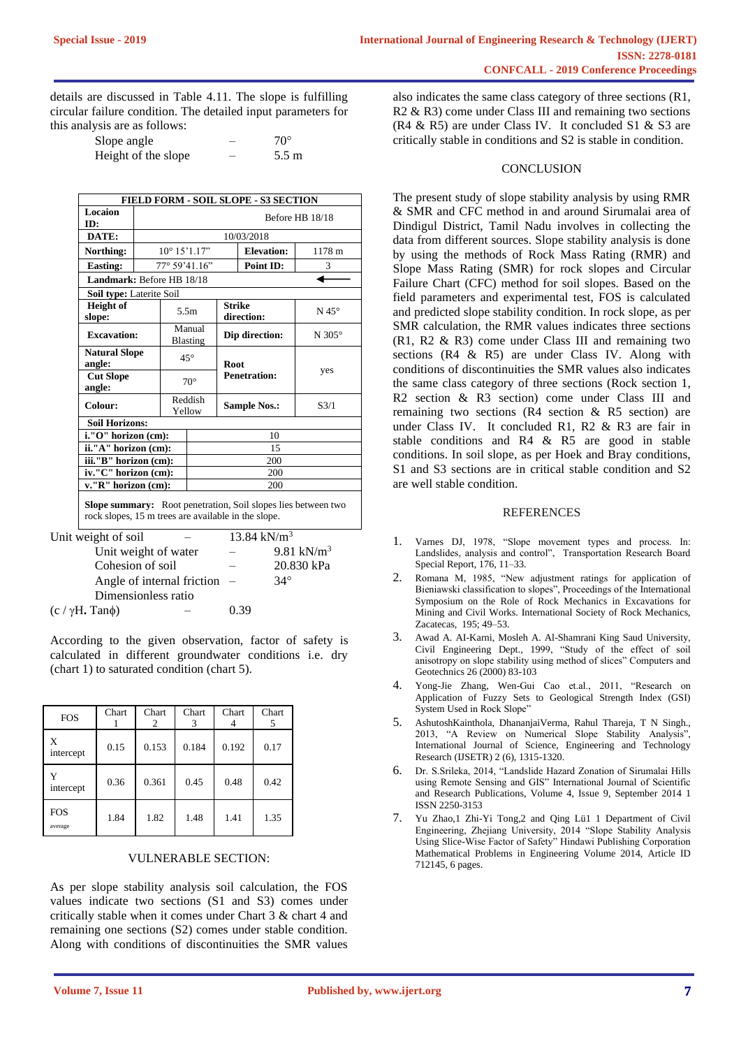details are discussed in Table 4.11. The slope is fulfilling circular failure condition. The detailed input parameters for this analysis are as follows:

Slope angle – 70°
Height of the slope – 5.5 m

| FIELD FORM - SOIL SLOPE - S3 SECTION | | | |
|---|---|---|---|
| Locaion ID: | Before HB 18/18 | | |
| DATE: | 10/03/2018 | | |
| Northing: | 10° 15'1.17" | Elevation: | 1178 m |
| Easting: | 77° 59'41.16" | Point ID: | 3 |
| Landmark: Before HB 18/18 | ⟵ | | |
| Soil type: Laterite Soil | | | |
| Height of slope: | 5.5m | Strike direction: | N 45° |
| Excavation: | Manual Blasting | Dip direction: | N 305° |
| Natural Slope angle: | 45° | Root Penetration: | yes |
| Cut Slope angle: | 70° | | |
| Colour: | Reddish Yellow | Sample Nos.: | S3/1 |
| Soil Horizons: | | | |
| i."O" horizon (cm): | 10 | | |
| ii."A" horizon (cm): | 15 | | |
| iii."B" horizon (cm): | 200 | | |
| iv."C" horizon (cm): | 200 | | |
| v."R" horizon (cm): | 200 | | |
| **Slope summary:** Root penetration, Soil slopes lies between two rock slopes, 15 m trees are available in the slope. | | | |

Unit weight of soil – 13.84 kN/m³
Unit weight of water – 9.81 kN/m³
Cohesion of soil – 20.830 kPa
Angle of internal friction – 34°
Dimensionless ratio
$(c / \gamma H. \tan\phi)$ – 0.39

According to the given observation, factor of safety is calculated in different groundwater conditions i.e. dry (chart 1) to saturated condition (chart 5).

| FOS | Chart 1 | Chart 2 | Chart 3 | Chart 4 | Chart 5 |
|---|---|---|---|---|---|
| X intercept | 0.15 | 0.153 | 0.184 | 0.192 | 0.17 |
| Y intercept | 0.36 | 0.361 | 0.45 | 0.48 | 0.42 |
| FOS average | 1.84 | 1.82 | 1.48 | 1.41 | 1.35 |

## VULNERABLE SECTION:

As per slope stability analysis soil calculation, the FOS values indicate two sections (S1 and S3) comes under critically stable when it comes under Chart 3 & chart 4 and remaining one sections (S2) comes under stable condition. Along with conditions of discontinuities the SMR values also indicates the same class category of three sections (R1, R2 & R3) come under Class III and remaining two sections (R4 & R5) are under Class IV. It concluded S1 & S3 are critically stable in conditions and S2 is stable in condition.

## CONCLUSION

The present study of slope stability analysis by using RMR & SMR and CFC method in and around Sirumalai area of Dindigul District, Tamil Nadu involves in collecting the data from different sources. Slope stability analysis is done by using the methods of Rock Mass Rating (RMR) and Slope Mass Rating (SMR) for rock slopes and Circular Failure Chart (CFC) method for soil slopes. Based on the field parameters and experimental test, FOS is calculated and predicted slope stability condition. In rock slope, as per SMR calculation, the RMR values indicates three sections (R1, R2 & R3) come under Class III and remaining two sections (R4 & R5) are under Class IV. Along with conditions of discontinuities the SMR values also indicates the same class category of three sections (Rock section 1, R2 section & R3 section) come under Class III and remaining two sections (R4 section & R5 section) are under Class IV. It concluded R1, R2 & R3 are fair in stable conditions and R4 & R5 are good in stable conditions. In soil slope, as per Hoek and Bray conditions, S1 and S3 sections are in critical stable condition and S2 are well stable condition.

## REFERENCES

1. Varnes DJ, 1978, "Slope movement types and process. In: Landslides, analysis and control", Transportation Research Board Special Report, 176, 11–33.
2. Romana M, 1985, "New adjustment ratings for application of Bieniawski classification to slopes", Proceedings of the International Symposium on the Role of Rock Mechanics in Excavations for Mining and Civil Works. International Society of Rock Mechanics, Zacatecas, 195; 49–53.
3. Awad A. AI-Karni, Mosleh A. Al-Shamrani King Saud University, Civil Engineering Dept., 1999, "Study of the effect of soil anisotropy on slope stability using method of slices" Computers and Geotechnics 26 (2000) 83-103
4. Yong-Jie Zhang, Wen-Gui Cao et.al., 2011, "Research on Application of Fuzzy Sets to Geological Strength Index (GSI) System Used in Rock Slope"
5. AshutoshKainthola, DhananjaiVerma, Rahul Thareja, T N Singh., 2013, "A Review on Numerical Slope Stability Analysis", International Journal of Science, Engineering and Technology Research (IJSETR) 2 (6), 1315-1320.
6. Dr. S.Srileka, 2014, "Landslide Hazard Zonation of Sirumalai Hills using Remote Sensing and GIS" International Journal of Scientific and Research Publications, Volume 4, Issue 9, September 2014 1 ISSN 2250-3153
7. Yu Zhao,1 Zhi-Yi Tong,2 and Qing Lü1 1 Department of Civil Engineering, Zhejiang University, 2014 "Slope Stability Analysis Using Slice-Wise Factor of Safety" Hindawi Publishing Corporation Mathematical Problems in Engineering Volume 2014, Article ID 712145, 6 pages.